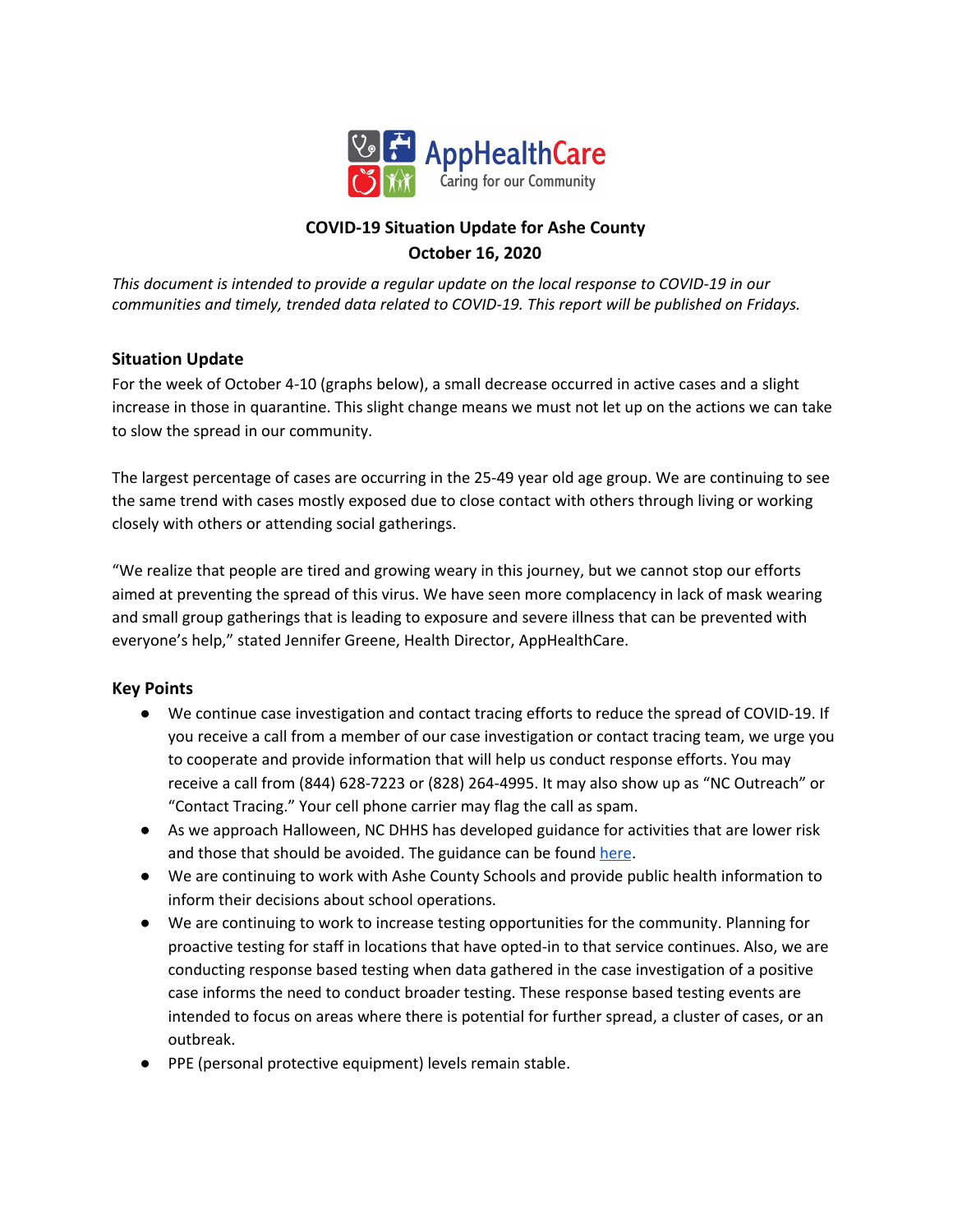AppHealthCare
Caring for our Community

# COVID-19 Situation Update for Ashe County
## October 16, 2020

*This document is intended to provide a regular update on the local response to COVID-19 in our communities and timely, trended data related to COVID-19. This report will be published on Fridays.*

### Situation Update

For the week of October 4-10 (graphs below), a small decrease occurred in active cases and a slight increase in those in quarantine. This slight change means we must not let up on the actions we can take to slow the spread in our community.

The largest percentage of cases are occurring in the 25-49 year old age group. We are continuing to see the same trend with cases mostly exposed due to close contact with others through living or working closely with others or attending social gatherings.

"We realize that people are tired and growing weary in this journey, but we cannot stop our efforts aimed at preventing the spread of this virus. We have seen more complacency in lack of mask wearing and small group gatherings that is leading to exposure and severe illness that can be prevented with everyone's help," stated Jennifer Greene, Health Director, AppHealthCare.

### Key Points

- We continue case investigation and contact tracing efforts to reduce the spread of COVID-19. If you receive a call from a member of our case investigation or contact tracing team, we urge you to cooperate and provide information that will help us conduct response efforts. You may receive a call from (844) 628-7223 or (828) 264-4995. It may also show up as "NC Outreach" or "Contact Tracing." Your cell phone carrier may flag the call as spam.
- As we approach Halloween, NC DHHS has developed guidance for activities that are lower risk and those that should be avoided. The guidance can be found here.
- We are continuing to work with Ashe County Schools and provide public health information to inform their decisions about school operations.
- We are continuing to work to increase testing opportunities for the community. Planning for proactive testing for staff in locations that have opted-in to that service continues. Also, we are conducting response based testing when data gathered in the case investigation of a positive case informs the need to conduct broader testing. These response based testing events are intended to focus on areas where there is potential for further spread, a cluster of cases, or an outbreak.
- PPE (personal protective equipment) levels remain stable.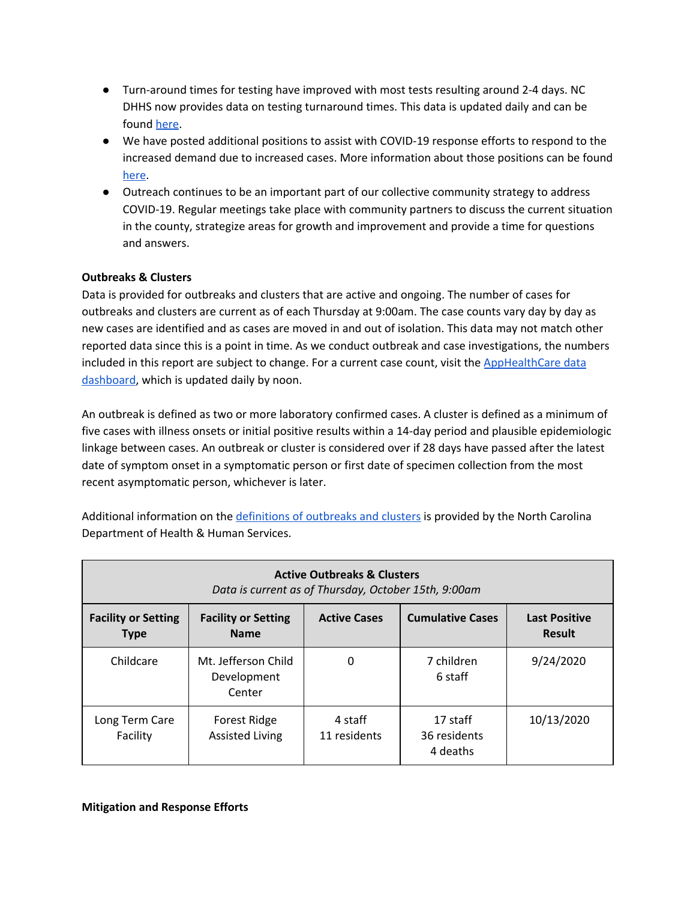- Turn-around times for testing have improved with most tests resulting around 2-4 days. NC DHHS now provides data on testing turnaround times. This data is updated daily and can be found here.
- We have posted additional positions to assist with COVID-19 response efforts to respond to the increased demand due to increased cases. More information about those positions can be found here.
- Outreach continues to be an important part of our collective community strategy to address COVID-19. Regular meetings take place with community partners to discuss the current situation in the county, strategize areas for growth and improvement and provide a time for questions and answers.

**Outbreaks & Clusters**

Data is provided for outbreaks and clusters that are active and ongoing. The number of cases for outbreaks and clusters are current as of each Thursday at 9:00am. The case counts vary day by day as new cases are identified and as cases are moved in and out of isolation. This data may not match other reported data since this is a point in time. As we conduct outbreak and case investigations, the numbers included in this report are subject to change. For a current case count, visit the AppHealthCare data dashboard, which is updated daily by noon.

An outbreak is defined as two or more laboratory confirmed cases. A cluster is defined as a minimum of five cases with illness onsets or initial positive results within a 14-day period and plausible epidemiologic linkage between cases. An outbreak or cluster is considered over if 28 days have passed after the latest date of symptom onset in a symptomatic person or first date of specimen collection from the most recent asymptomatic person, whichever is later.

Additional information on the definitions of outbreaks and clusters is provided by the North Carolina Department of Health & Human Services.

| **Active Outbreaks & Clusters**<br>*Data is current as of Thursday, October 15th, 9:00am* | | | | |
|---|---|---|---|---|
| **Facility or Setting Type** | **Facility or Setting Name** | **Active Cases** | **Cumulative Cases** | **Last Positive Result** |
| Childcare | Mt. Jefferson Child Development Center | 0 | 7 children<br>6 staff | 9/24/2020 |
| Long Term Care Facility | Forest Ridge Assisted Living | 4 staff<br>11 residents | 17 staff<br>36 residents<br>4 deaths | 10/13/2020 |

**Mitigation and Response Efforts**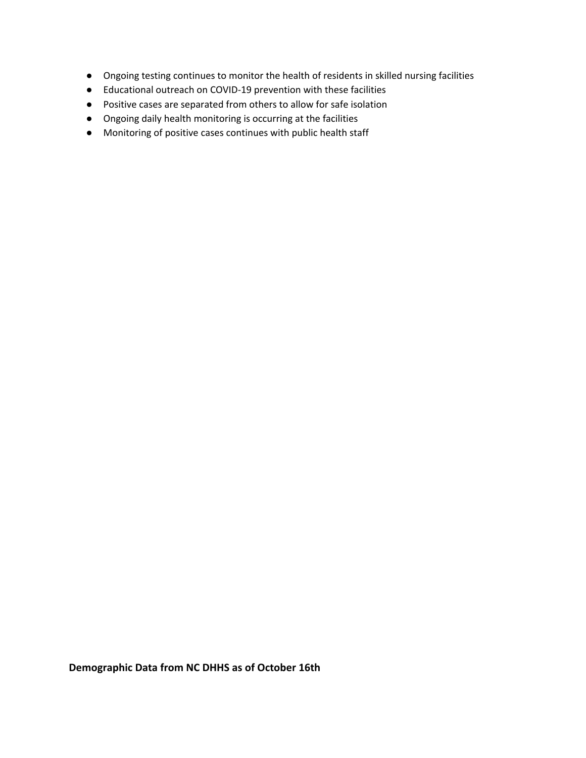- Ongoing testing continues to monitor the health of residents in skilled nursing facilities
- Educational outreach on COVID-19 prevention with these facilities
- Positive cases are separated from others to allow for safe isolation
- Ongoing daily health monitoring is occurring at the facilities
- Monitoring of positive cases continues with public health staff

**Demographic Data from NC DHHS as of October 16th**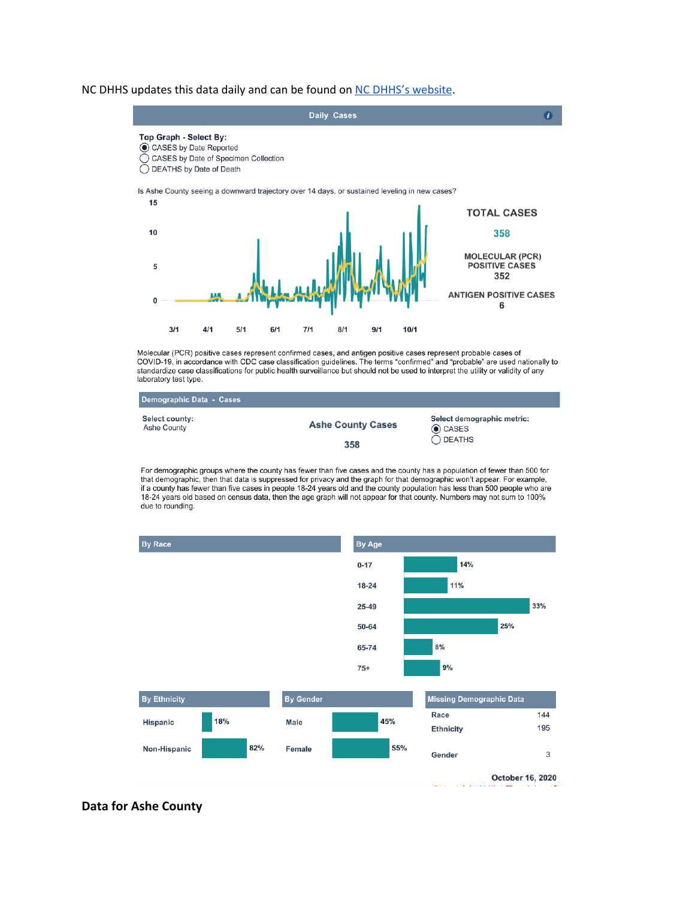NC DHHS updates this data daily and can be found on NC DHHS's website.

## Daily Cases

**Top Graph - Select By:**

- CASES by Date Reported
- CASES by Date of Specimen Collection
- DEATHS by Date of Death

Is Ashe County seeing a downward trajectory over 14 days, or sustained leveling in new cases?

**TOTAL CASES**

**358**

**MOLECULAR (PCR) POSITIVE CASES**

**352**

**ANTIGEN POSITIVE CASES**

**6**

Molecular (PCR) positive cases represent confirmed cases, and antigen positive cases represent probable cases of COVID-19, in accordance with CDC case classification guidelines. The terms "confirmed" and "probable" are used nationally to standardize case classifications for public health surveillance but should not be used to interpret the utility or validity of any laboratory test type.

## Demographic Data - Cases

**Select county:** Ashe County

**Ashe County Cases**

**358**

**Select demographic metric:**

- CASES
- DEATHS

For demographic groups where the county has fewer than five cases and the county has a population of fewer than 500 for that demographic, then that data is suppressed for privacy and the graph for that demographic won't appear. For example, if a county has fewer than five cases in people 18-24 years old and the county population has less than 500 people who are 18-24 years old based on census data, then the age graph will not appear for that county. Numbers may not sum to 100% due to rounding.

### By Race

### By Age

| Age | Percent |
|---|---|
| 0-17 | 14% |
| 18-24 | 11% |
| 25-49 | 33% |
| 50-64 | 25% |
| 65-74 | 8% |
| 75+ | 9% |

### By Ethnicity

| Ethnicity | Percent |
|---|---|
| Hispanic | 18% |
| Non-Hispanic | 82% |

### By Gender

| Gender | Percent |
|---|---|
| Male | 45% |
| Female | 55% |

### Missing Demographic Data

| Category | Count |
|---|---|
| Race | 144 |
| Ethnicity | 195 |
| Gender | 3 |

**October 16, 2020**

## Data for Ashe County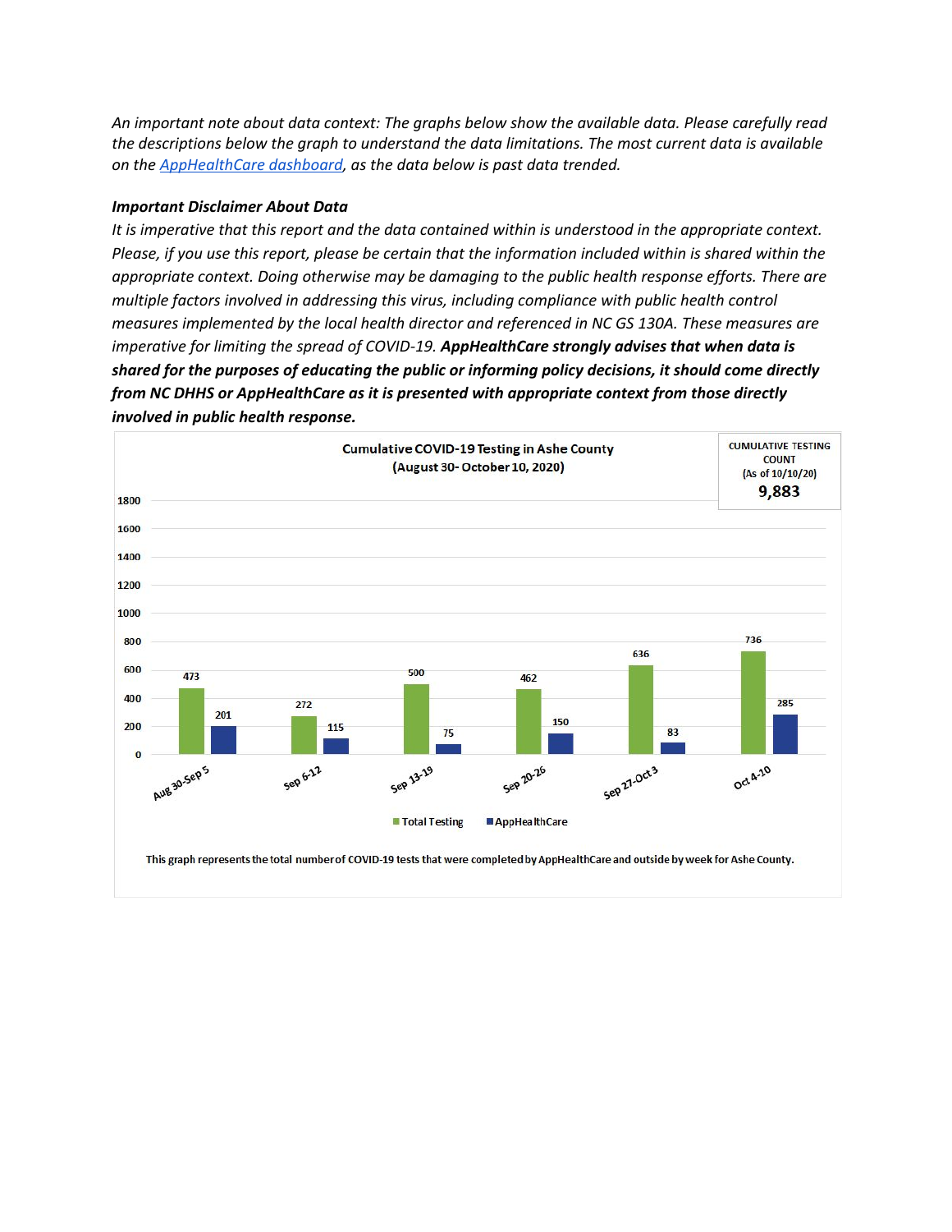*An important note about data context: The graphs below show the available data. Please carefully read the descriptions below the graph to understand the data limitations. The most current data is available on the [AppHealthCare dashboard](), as the data below is past data trended.*

***Important Disclaimer About Data***

*It is imperative that this report and the data contained within is understood in the appropriate context. Please, if you use this report, please be certain that the information included within is shared within the appropriate context. Doing otherwise may be damaging to the public health response efforts. There are multiple factors involved in addressing this virus, including compliance with public health control measures implemented by the local health director and referenced in NC GS 130A. These measures are imperative for limiting the spread of COVID-19.* ***AppHealthCare strongly advises that when data is shared for the purposes of educating the public or informing policy decisions, it should come directly from NC DHHS or AppHealthCare as it is presented with appropriate context from those directly involved in public health response.***

**Cumulative COVID-19 Testing in Ashe County**
**(August 30- October 10, 2020)**

CUMULATIVE TESTING COUNT (As of 10/10/20): **9,883**

| Week | Total Testing | AppHealthCare |
|---|---|---|
| Aug 30-Sep 5 | 473 | 201 |
| Sep 6-12 | 272 | 115 |
| Sep 13-19 | 500 | 75 |
| Sep 20-26 | 462 | 150 |
| Sep 27-Oct 3 | 636 | 83 |
| Oct 4-10 | 736 | 285 |

This graph represents the total number of COVID-19 tests that were completed by AppHealthCare and outside by week for Ashe County.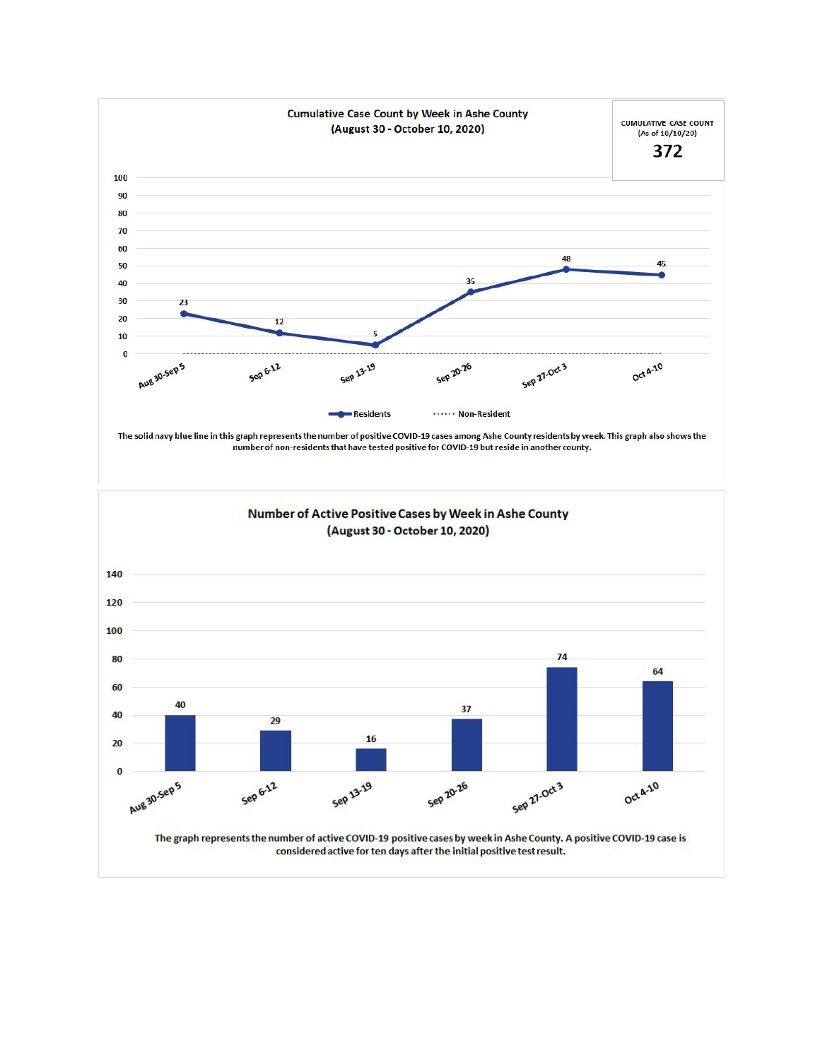## Cumulative Case Count by Week in Ashe County
### (August 30 - October 10, 2020)

**CUMULATIVE CASE COUNT**
(As of 10/10/20)
**372**

| Week | Residents | Non-Resident |
|---|---|---|
| Aug 30-Sep 5 | 23 | 0 |
| Sep 6-12 | 12 | 0 |
| Sep 13-19 | 5 | 0 |
| Sep 20-26 | 35 | 0 |
| Sep 27-Oct 3 | 48 | 0 |
| Oct 4-10 | 45 | 0 |

The solid navy blue line in this graph represents the number of positive COVID-19 cases among Ashe County residents by week. This graph also shows the number of non-residents that have tested positive for COVID-19 but reside in another county.

## Number of Active Positive Cases by Week in Ashe County
### (August 30 - October 10, 2020)

| Week | Active Positive Cases |
|---|---|
| Aug 30-Sep 5 | 40 |
| Sep 6-12 | 29 |
| Sep 13-19 | 16 |
| Sep 20-26 | 37 |
| Sep 27-Oct 3 | 74 |
| Oct 4-10 | 64 |

The graph represents the number of active COVID-19 positive cases by week in Ashe County. A positive COVID-19 case is considered active for ten days after the initial positive test result.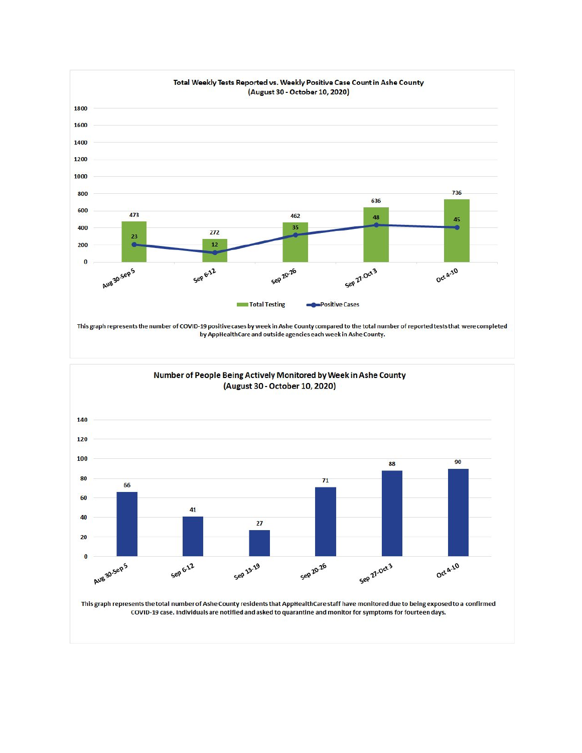## Total Weekly Tests Reported vs. Weekly Positive Case Count in Ashe County (August 30 - October 10, 2020)

| Week | Total Testing | Positive Cases |
| --- | --- | --- |
| Aug 30-Sep 5 | 473 | 23 |
| Sep 6-12 | 272 | 12 |
| Sep 20-26 | 462 | 35 |
| Sep 27-Oct 3 | 636 | 48 |
| Oct 4-10 | 736 | 45 |

This graph represents the number of COVID-19 positive cases by week in Ashe County compared to the total number of reported tests that were completed by AppHealthCare and outside agencies each week in Ashe County.

## Number of People Being Actively Monitored by Week in Ashe County (August 30 - October 10, 2020)

| Week | Number of People |
| --- | --- |
| Aug 30-Sep 5 | 66 |
| Sep 6-12 | 41 |
| Sep 13-19 | 27 |
| Sep 20-26 | 71 |
| Sep 27-Oct 3 | 88 |
| Oct 4-10 | 90 |

This graph represents the total number of Ashe County residents that AppHealthCare staff have monitored due to being exposed to a confirmed COVID-19 case. Individuals are notified and asked to quarantine and monitor for symptoms for fourteen days.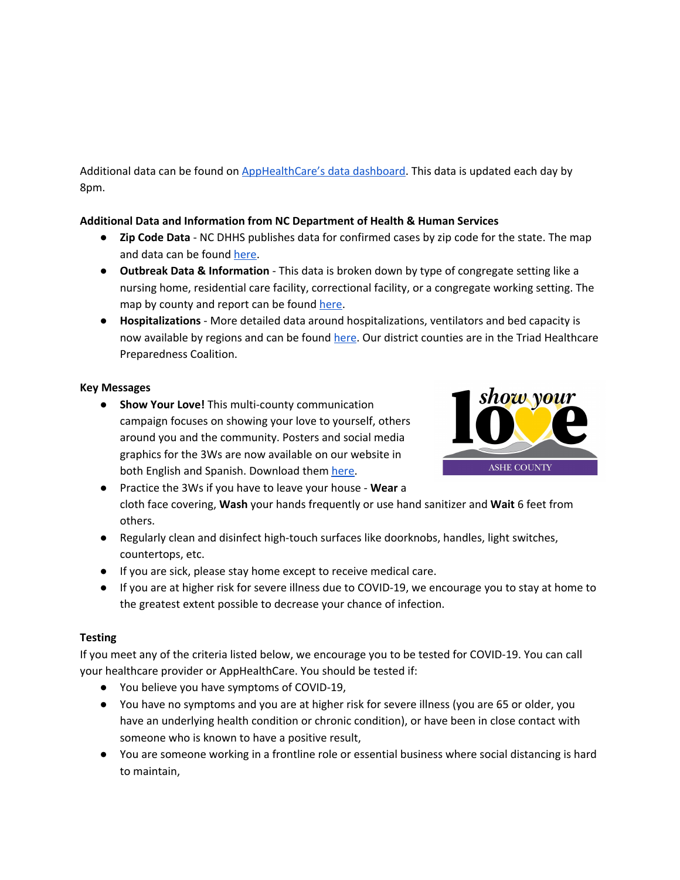Additional data can be found on AppHealthCare's data dashboard. This data is updated each day by 8pm.

**Additional Data and Information from NC Department of Health & Human Services**

- **Zip Code Data** - NC DHHS publishes data for confirmed cases by zip code for the state. The map and data can be found here.
- **Outbreak Data & Information** - This data is broken down by type of congregate setting like a nursing home, residential care facility, correctional facility, or a congregate working setting. The map by county and report can be found here.
- **Hospitalizations** - More detailed data around hospitalizations, ventilators and bed capacity is now available by regions and can be found here. Our district counties are in the Triad Healthcare Preparedness Coalition.

**Key Messages**

- **Show Your Love!** This multi-county communication campaign focuses on showing your love to yourself, others around you and the community. Posters and social media graphics for the 3Ws are now available on our website in both English and Spanish. Download them here.
- Practice the 3Ws if you have to leave your house - **Wear** a cloth face covering, **Wash** your hands frequently or use hand sanitizer and **Wait** 6 feet from others.
- Regularly clean and disinfect high-touch surfaces like doorknobs, handles, light switches, countertops, etc.
- If you are sick, please stay home except to receive medical care.
- If you are at higher risk for severe illness due to COVID-19, we encourage you to stay at home to the greatest extent possible to decrease your chance of infection.

**Testing**

If you meet any of the criteria listed below, we encourage you to be tested for COVID-19. You can call your healthcare provider or AppHealthCare. You should be tested if:

- You believe you have symptoms of COVID-19,
- You have no symptoms and you are at higher risk for severe illness (you are 65 or older, you have an underlying health condition or chronic condition), or have been in close contact with someone who is known to have a positive result,
- You are someone working in a frontline role or essential business where social distancing is hard to maintain,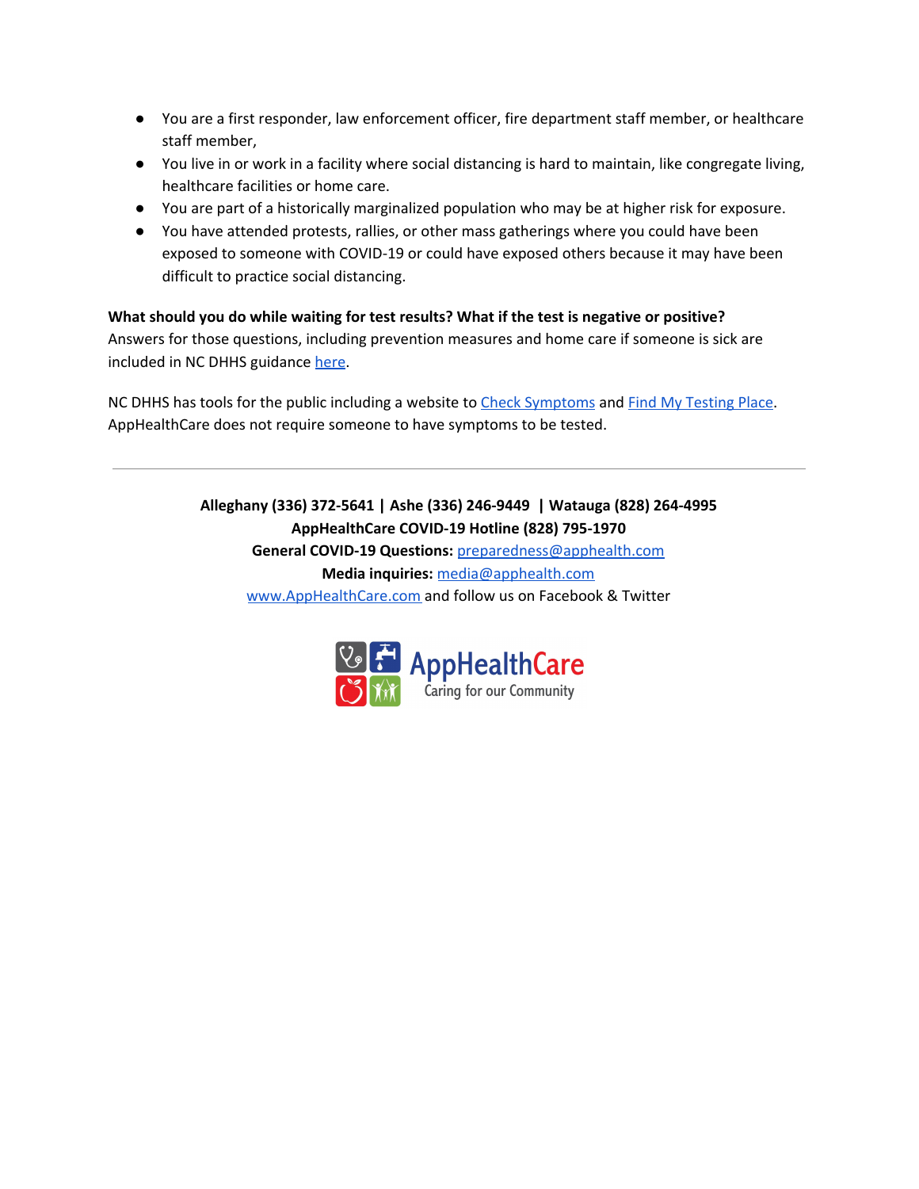- You are a first responder, law enforcement officer, fire department staff member, or healthcare staff member,
- You live in or work in a facility where social distancing is hard to maintain, like congregate living, healthcare facilities or home care.
- You are part of a historically marginalized population who may be at higher risk for exposure.
- You have attended protests, rallies, or other mass gatherings where you could have been exposed to someone with COVID-19 or could have exposed others because it may have been difficult to practice social distancing.

**What should you do while waiting for test results? What if the test is negative or positive?**
Answers for those questions, including prevention measures and home care if someone is sick are included in NC DHHS guidance here.

NC DHHS has tools for the public including a website to Check Symptoms and Find My Testing Place. AppHealthCare does not require someone to have symptoms to be tested.

---

**Alleghany (336) 372-5641 | Ashe (336) 246-9449 | Watauga (828) 264-4995**
**AppHealthCare COVID-19 Hotline (828) 795-1970**
**General COVID-19 Questions:** preparedness@apphealth.com
**Media inquiries:** media@apphealth.com
www.AppHealthCare.com and follow us on Facebook & Twitter

AppHealthCare
Caring for our Community